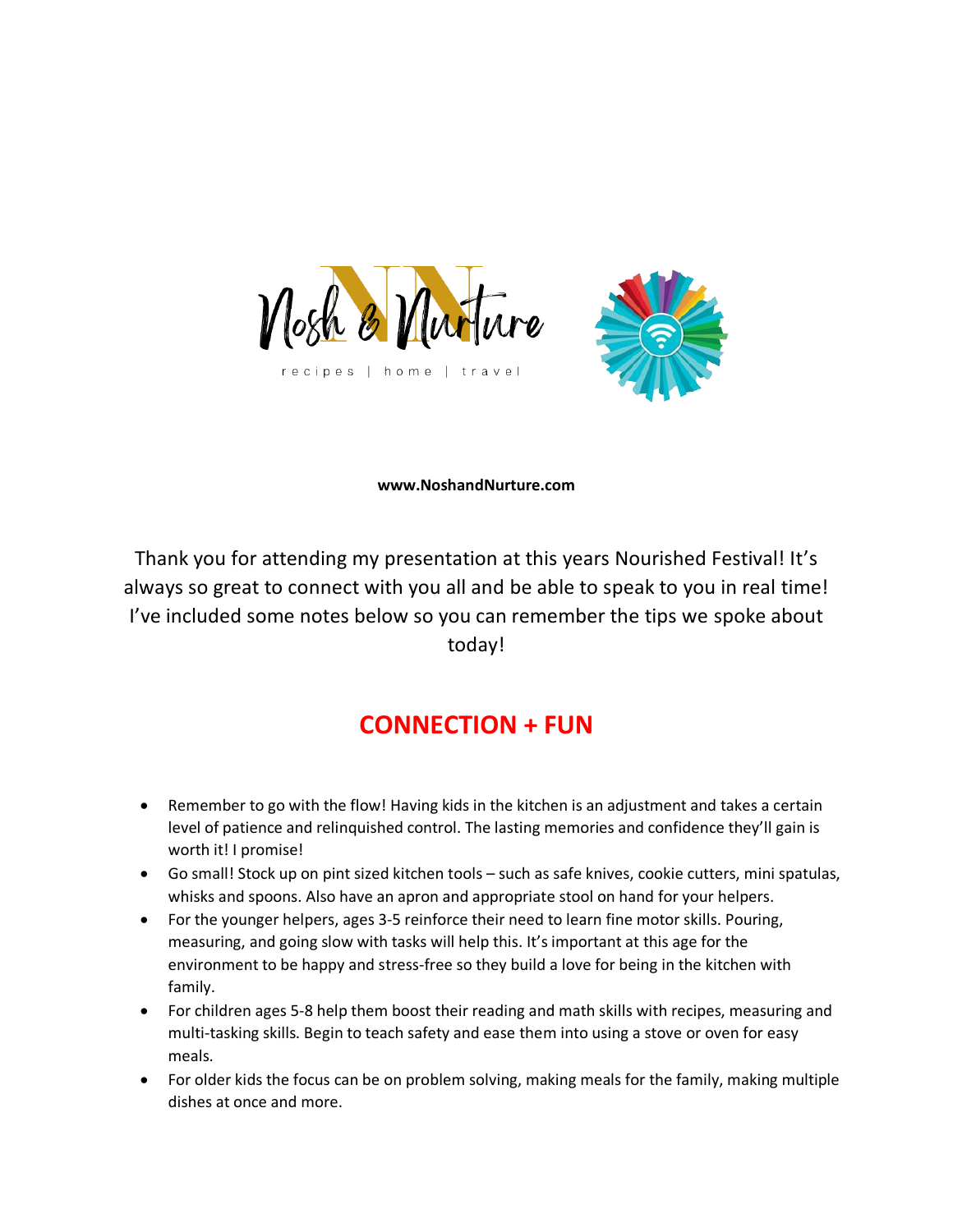Nosh & Nurture

recipes | home | travel

**www.NoshandNurture.com**

Thank you for attending my presentation at this years Nourished Festival! It's always so great to connect with you all and be able to speak to you in real time! I've included some notes below so you can remember the tips we spoke about today!

## CONNECTION + FUN

- Remember to go with the flow! Having kids in the kitchen is an adjustment and takes a certain level of patience and relinquished control. The lasting memories and confidence they'll gain is worth it! I promise!
- Go small! Stock up on pint sized kitchen tools – such as safe knives, cookie cutters, mini spatulas, whisks and spoons. Also have an apron and appropriate stool on hand for your helpers.
- For the younger helpers, ages 3-5 reinforce their need to learn fine motor skills. Pouring, measuring, and going slow with tasks will help this. It's important at this age for the environment to be happy and stress-free so they build a love for being in the kitchen with family.
- For children ages 5-8 help them boost their reading and math skills with recipes, measuring and multi-tasking skills. Begin to teach safety and ease them into using a stove or oven for easy meals.
- For older kids the focus can be on problem solving, making meals for the family, making multiple dishes at once and more.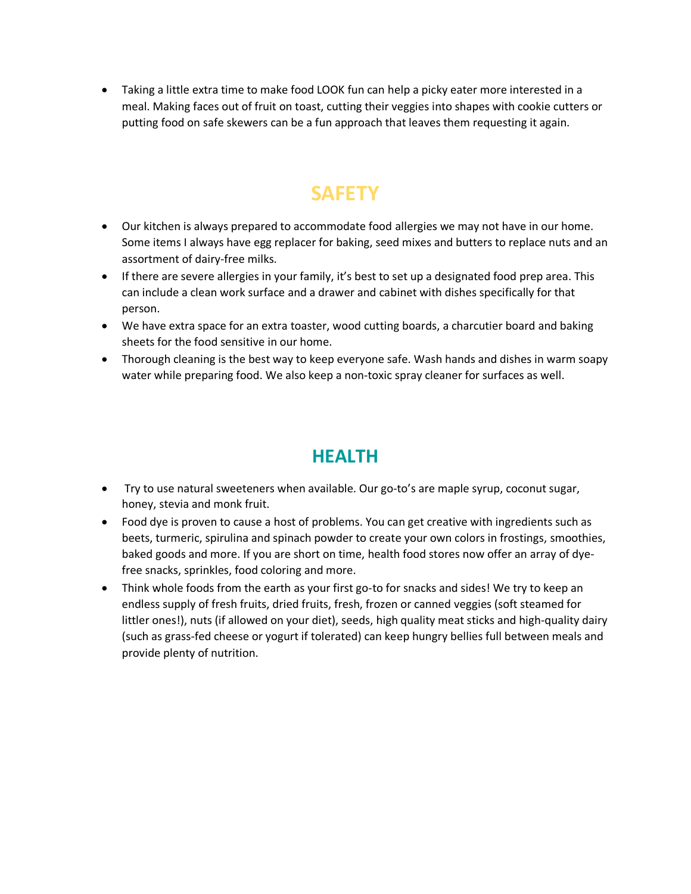- Taking a little extra time to make food LOOK fun can help a picky eater more interested in a meal. Making faces out of fruit on toast, cutting their veggies into shapes with cookie cutters or putting food on safe skewers can be a fun approach that leaves them requesting it again.

## SAFETY

- Our kitchen is always prepared to accommodate food allergies we may not have in our home. Some items I always have egg replacer for baking, seed mixes and butters to replace nuts and an assortment of dairy-free milks.
- If there are severe allergies in your family, it's best to set up a designated food prep area. This can include a clean work surface and a drawer and cabinet with dishes specifically for that person.
- We have extra space for an extra toaster, wood cutting boards, a charcutier board and baking sheets for the food sensitive in our home.
- Thorough cleaning is the best way to keep everyone safe. Wash hands and dishes in warm soapy water while preparing food. We also keep a non-toxic spray cleaner for surfaces as well.

## HEALTH

- Try to use natural sweeteners when available. Our go-to's are maple syrup, coconut sugar, honey, stevia and monk fruit.
- Food dye is proven to cause a host of problems. You can get creative with ingredients such as beets, turmeric, spirulina and spinach powder to create your own colors in frostings, smoothies, baked goods and more. If you are short on time, health food stores now offer an array of dye-free snacks, sprinkles, food coloring and more.
- Think whole foods from the earth as your first go-to for snacks and sides! We try to keep an endless supply of fresh fruits, dried fruits, fresh, frozen or canned veggies (soft steamed for littler ones!), nuts (if allowed on your diet), seeds, high quality meat sticks and high-quality dairy (such as grass-fed cheese or yogurt if tolerated) can keep hungry bellies full between meals and provide plenty of nutrition.